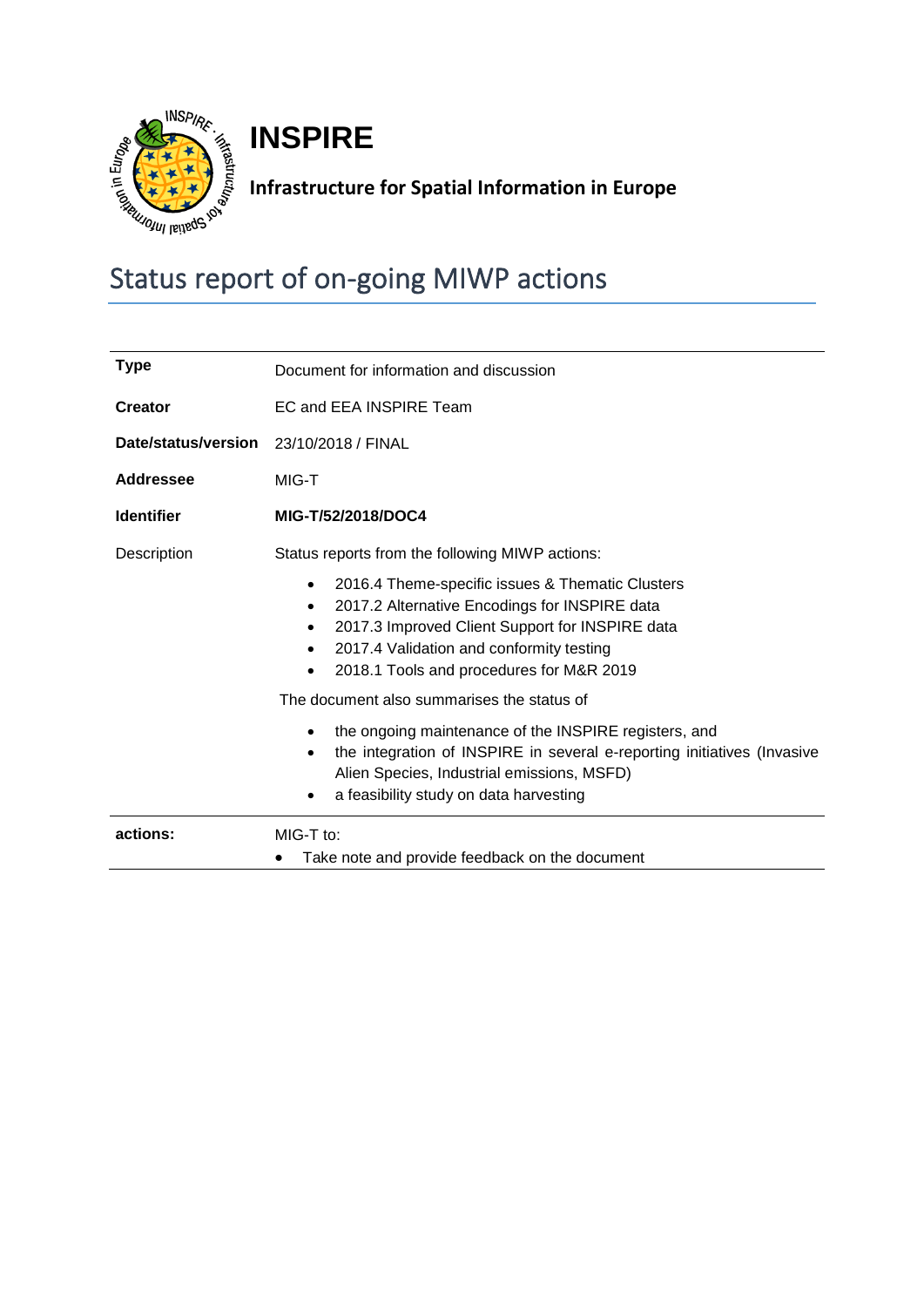# INSPIRE

**Infrastructure for Spatial Information in Europe**

# Status report of on-going MIWP actions

| **Type** | Document for information and discussion |
|---|---|
| **Creator** | EC and EEA INSPIRE Team |
| **Date/status/version** | 23/10/2018 / FINAL |
| **Addressee** | MIG-T |
| **Identifier** | **MIG-T/52/2018/DOC4** |
| Description | Status reports from the following MIWP actions:<br>• 2016.4 Theme-specific issues & Thematic Clusters<br>• 2017.2 Alternative Encodings for INSPIRE data<br>• 2017.3 Improved Client Support for INSPIRE data<br>• 2017.4 Validation and conformity testing<br>• 2018.1 Tools and procedures for M&R 2019<br>The document also summarises the status of<br>• the ongoing maintenance of the INSPIRE registers, and<br>• the integration of INSPIRE in several e-reporting initiatives (Invasive Alien Species, Industrial emissions, MSFD)<br>• a feasibility study on data harvesting |
| **actions:** | MIG-T to:<br>• Take note and provide feedback on the document |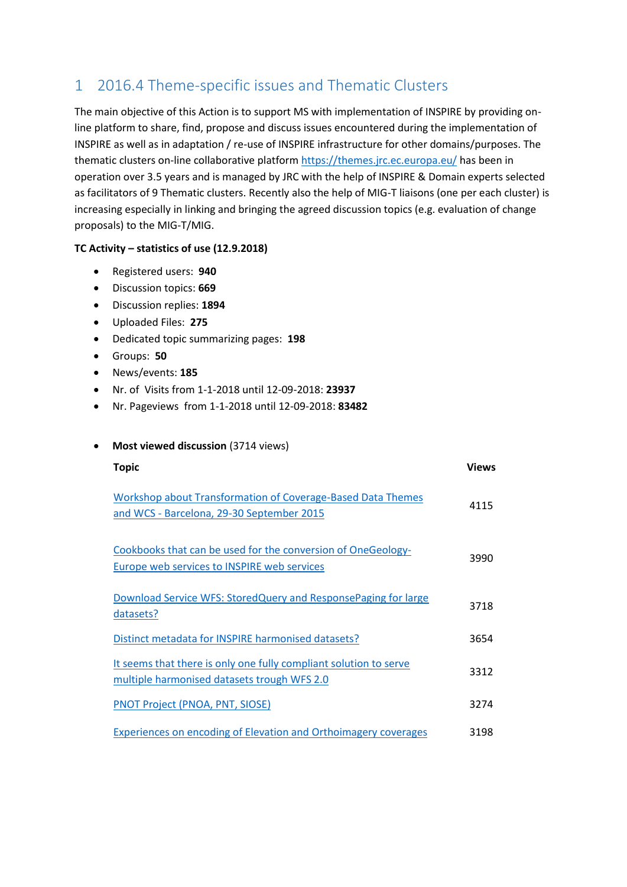# 1 2016.4 Theme-specific issues and Thematic Clusters

The main objective of this Action is to support MS with implementation of INSPIRE by providing on-line platform to share, find, propose and discuss issues encountered during the implementation of INSPIRE as well as in adaptation / re-use of INSPIRE infrastructure for other domains/purposes. The thematic clusters on-line collaborative platform [https://themes.jrc.ec.europa.eu/](https://themes.jrc.ec.europa.eu/) has been in operation over 3.5 years and is managed by JRC with the help of INSPIRE & Domain experts selected as facilitators of 9 Thematic clusters. Recently also the help of MIG-T liaisons (one per each cluster) is increasing especially in linking and bringing the agreed discussion topics (e.g. evaluation of change proposals) to the MIG-T/MIG.

**TC Activity – statistics of use (12.9.2018)**

- Registered users: **940**
- Discussion topics: **669**
- Discussion replies: **1894**
- Uploaded Files: **275**
- Dedicated topic summarizing pages: **198**
- Groups: **50**
- News/events: **185**
- Nr. of Visits from 1-1-2018 until 12-09-2018: **23937**
- Nr. Pageviews from 1-1-2018 until 12-09-2018: **83482**

- **Most viewed discussion** (3714 views)

| Topic | Views |
| --- | --- |
| Workshop about Transformation of Coverage-Based Data Themes and WCS - Barcelona, 29-30 September 2015 | 4115 |
| Cookbooks that can be used for the conversion of OneGeology-Europe web services to INSPIRE web services | 3990 |
| Download Service WFS: StoredQuery and ResponsePaging for large datasets? | 3718 |
| Distinct metadata for INSPIRE harmonised datasets? | 3654 |
| It seems that there is only one fully compliant solution to serve multiple harmonised datasets trough WFS 2.0 | 3312 |
| PNOT Project (PNOA, PNT, SIOSE) | 3274 |
| Experiences on encoding of Elevation and Orthoimagery coverages | 3198 |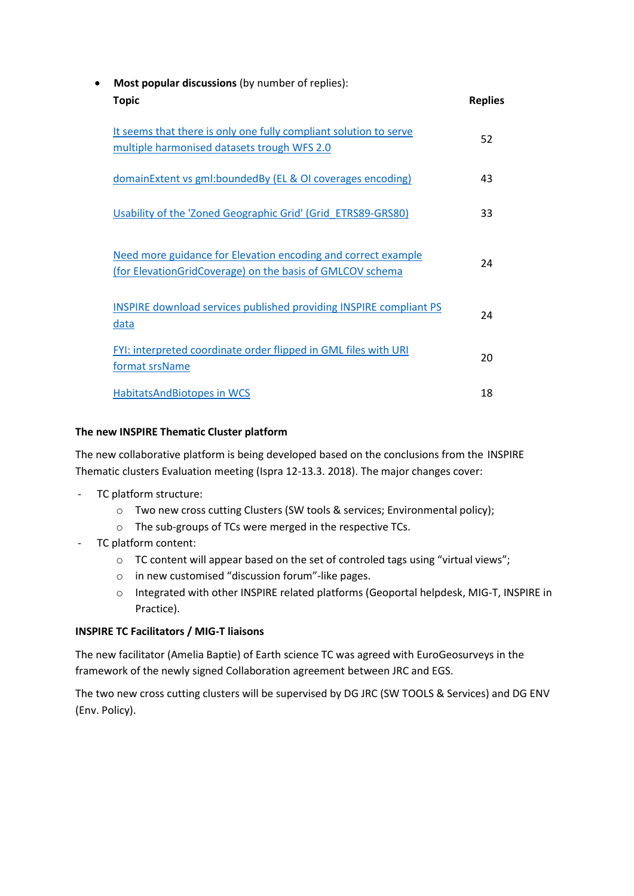- **Most popular discussions** (by number of replies):

| Topic | Replies |
| --- | --- |
| It seems that there is only one fully compliant solution to serve multiple harmonised datasets trough WFS 2.0 | 52 |
| domainExtent vs gml:boundedBy (EL & OI coverages encoding) | 43 |
| Usability of the 'Zoned Geographic Grid' (Grid_ETRS89-GRS80) | 33 |
| Need more guidance for Elevation encoding and correct example (for ElevationGridCoverage) on the basis of GMLCOV schema | 24 |
| INSPIRE download services published providing INSPIRE compliant PS data | 24 |
| FYI: interpreted coordinate order flipped in GML files with URI format srsName | 20 |
| HabitatsAndBiotopes in WCS | 18 |

**The new INSPIRE Thematic Cluster platform**

The new collaborative platform is being developed based on the conclusions from the INSPIRE Thematic clusters Evaluation meeting (Ispra 12-13.3. 2018). The major changes cover:

- TC platform structure:
    - Two new cross cutting Clusters (SW tools & services; Environmental policy);
    - The sub-groups of TCs were merged in the respective TCs.
- TC platform content:
    - TC content will appear based on the set of controled tags using "virtual views";
    - in new customised "discussion forum"-like pages.
    - Integrated with other INSPIRE related platforms (Geoportal helpdesk, MIG-T, INSPIRE in Practice).

**INSPIRE TC Facilitators / MIG-T liaisons**

The new facilitator (Amelia Baptie) of Earth science TC was agreed with EuroGeosurveys in the framework of the newly signed Collaboration agreement between JRC and EGS.

The two new cross cutting clusters will be supervised by DG JRC (SW TOOLS & Services) and DG ENV (Env. Policy).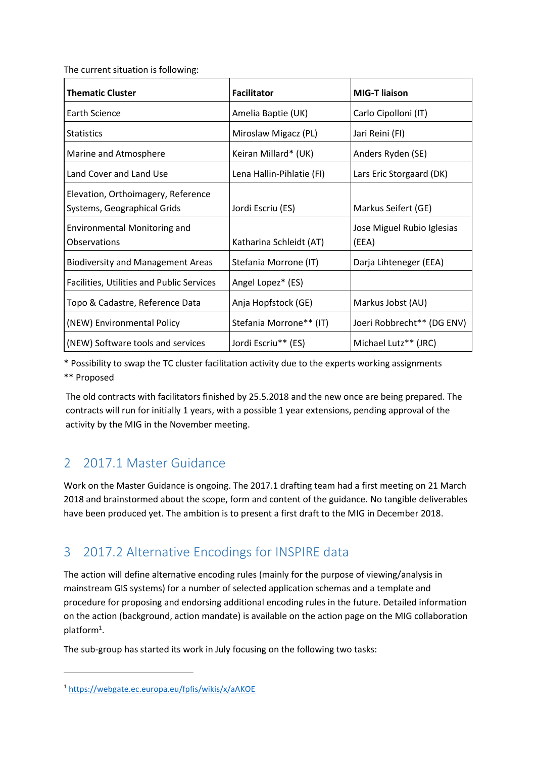The current situation is following:

| Thematic Cluster | Facilitator | MIG-T liaison |
| --- | --- | --- |
| Earth Science | Amelia Baptie (UK) | Carlo Cipolloni (IT) |
| Statistics | Miroslaw Migacz (PL) | Jari Reini (FI) |
| Marine and Atmosphere | Keiran Millard* (UK) | Anders Ryden (SE) |
| Land Cover and Land Use | Lena Hallin-Pihlatie (FI) | Lars Eric Storgaard (DK) |
| Elevation, Orthoimagery, Reference Systems, Geographical Grids | Jordi Escriu (ES) | Markus Seifert (GE) |
| Environmental Monitoring and Observations | Katharina Schleidt (AT) | Jose Miguel Rubio Iglesias (EEA) |
| Biodiversity and Management Areas | Stefania Morrone (IT) | Darja Lihteneger (EEA) |
| Facilities, Utilities and Public Services | Angel Lopez* (ES) | |
| Topo & Cadastre, Reference Data | Anja Hopfstock (GE) | Markus Jobst (AU) |
| (NEW) Environmental Policy | Stefania Morrone** (IT) | Joeri Robbrecht** (DG ENV) |
| (NEW) Software tools and services | Jordi Escriu** (ES) | Michael Lutz** (JRC) |

* Possibility to swap the TC cluster facilitation activity due to the experts working assignments

** Proposed

The old contracts with facilitators finished by 25.5.2018 and the new once are being prepared. The contracts will run for initially 1 years, with a possible 1 year extensions, pending approval of the activity by the MIG in the November meeting.

## 2 2017.1 Master Guidance

Work on the Master Guidance is ongoing. The 2017.1 drafting team had a first meeting on 21 March 2018 and brainstormed about the scope, form and content of the guidance. No tangible deliverables have been produced yet. The ambition is to present a first draft to the MIG in December 2018.

## 3 2017.2 Alternative Encodings for INSPIRE data

The action will define alternative encoding rules (mainly for the purpose of viewing/analysis in mainstream GIS systems) for a number of selected application schemas and a template and procedure for proposing and endorsing additional encoding rules in the future. Detailed information on the action (background, action mandate) is available on the action page on the MIG collaboration platform[1].

The sub-group has started its work in July focusing on the following two tasks:

[1] https://webgate.ec.europa.eu/fpfis/wikis/x/aAKOE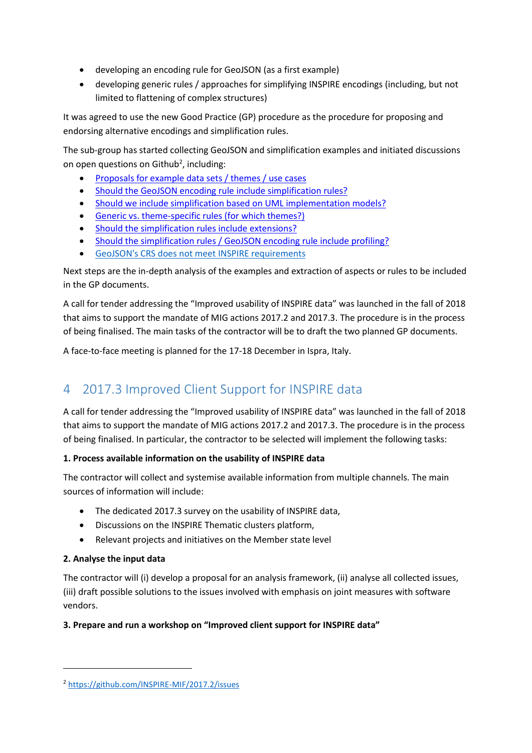- developing an encoding rule for GeoJSON (as a first example)
- developing generic rules / approaches for simplifying INSPIRE encodings (including, but not limited to flattening of complex structures)

It was agreed to use the new Good Practice (GP) procedure as the procedure for proposing and endorsing alternative encodings and simplification rules.

The sub-group has started collecting GeoJSON and simplification examples and initiated discussions on open questions on Github[2], including:

- Proposals for example data sets / themes / use cases
- Should the GeoJSON encoding rule include simplification rules?
- Should we include simplification based on UML implementation models?
- Generic vs. theme-specific rules (for which themes?)
- Should the simplification rules include extensions?
- Should the simplification rules / GeoJSON encoding rule include profiling?
- GeoJSON's CRS does not meet INSPIRE requirements

Next steps are the in-depth analysis of the examples and extraction of aspects or rules to be included in the GP documents.

A call for tender addressing the "Improved usability of INSPIRE data" was launched in the fall of 2018 that aims to support the mandate of MIG actions 2017.2 and 2017.3. The procedure is in the process of being finalised. The main tasks of the contractor will be to draft the two planned GP documents.

A face-to-face meeting is planned for the 17-18 December in Ispra, Italy.

# 4 2017.3 Improved Client Support for INSPIRE data

A call for tender addressing the "Improved usability of INSPIRE data" was launched in the fall of 2018 that aims to support the mandate of MIG actions 2017.2 and 2017.3. The procedure is in the process of being finalised. In particular, the contractor to be selected will implement the following tasks:

**1. Process available information on the usability of INSPIRE data**

The contractor will collect and systemise available information from multiple channels. The main sources of information will include:

- The dedicated 2017.3 survey on the usability of INSPIRE data,
- Discussions on the INSPIRE Thematic clusters platform,
- Relevant projects and initiatives on the Member state level

**2. Analyse the input data**

The contractor will (i) develop a proposal for an analysis framework, (ii) analyse all collected issues, (iii) draft possible solutions to the issues involved with emphasis on joint measures with software vendors.

**3. Prepare and run a workshop on "Improved client support for INSPIRE data"**

[2] https://github.com/INSPIRE-MIF/2017.2/issues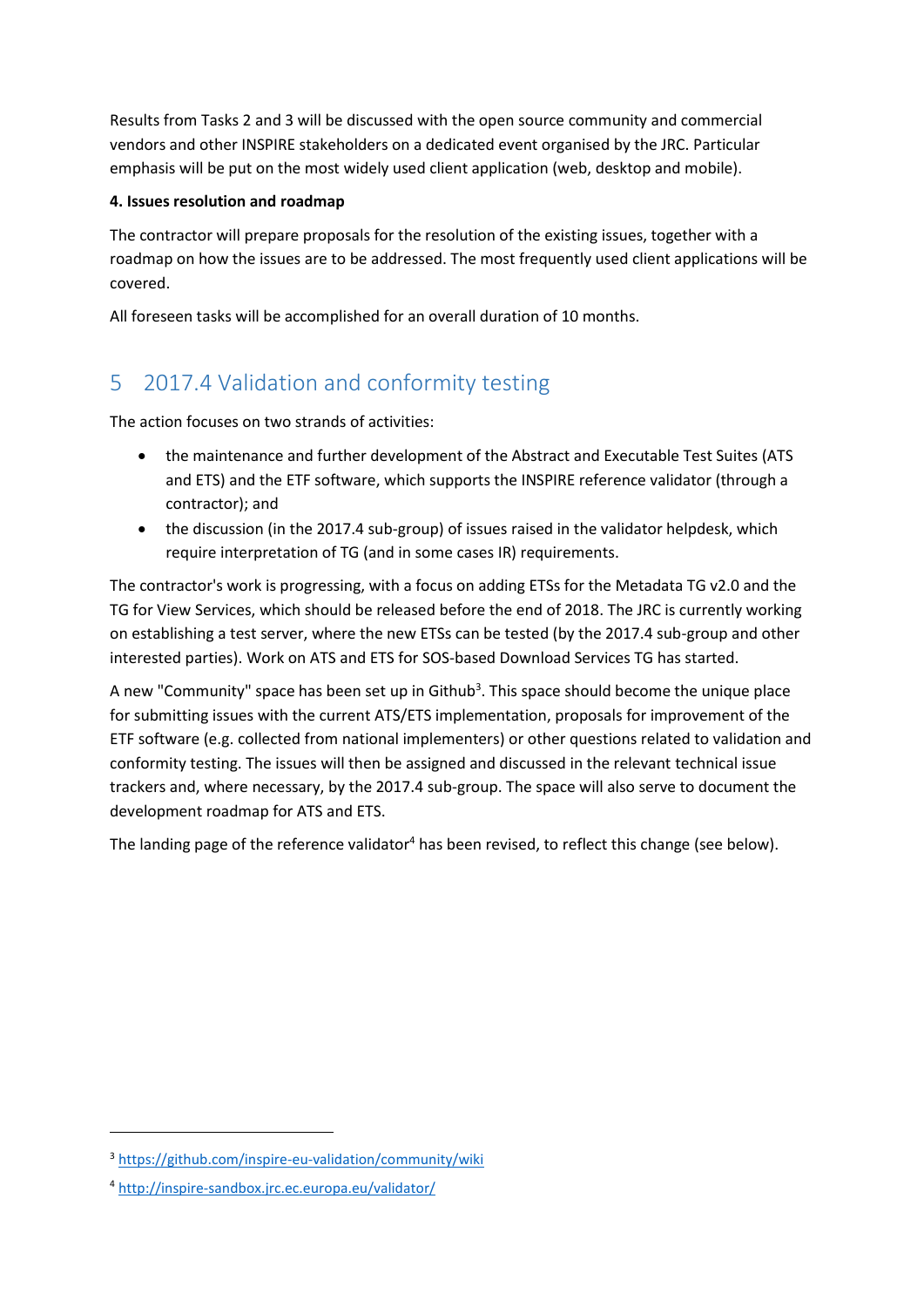Results from Tasks 2 and 3 will be discussed with the open source community and commercial vendors and other INSPIRE stakeholders on a dedicated event organised by the JRC. Particular emphasis will be put on the most widely used client application (web, desktop and mobile).

**4. Issues resolution and roadmap**

The contractor will prepare proposals for the resolution of the existing issues, together with a roadmap on how the issues are to be addressed. The most frequently used client applications will be covered.

All foreseen tasks will be accomplished for an overall duration of 10 months.

# 5 2017.4 Validation and conformity testing

The action focuses on two strands of activities:

- the maintenance and further development of the Abstract and Executable Test Suites (ATS and ETS) and the ETF software, which supports the INSPIRE reference validator (through a contractor); and
- the discussion (in the 2017.4 sub-group) of issues raised in the validator helpdesk, which require interpretation of TG (and in some cases IR) requirements.

The contractor's work is progressing, with a focus on adding ETSs for the Metadata TG v2.0 and the TG for View Services, which should be released before the end of 2018. The JRC is currently working on establishing a test server, where the new ETSs can be tested (by the 2017.4 sub-group and other interested parties). Work on ATS and ETS for SOS-based Download Services TG has started.

A new "Community" space has been set up in Github[3]. This space should become the unique place for submitting issues with the current ATS/ETS implementation, proposals for improvement of the ETF software (e.g. collected from national implementers) or other questions related to validation and conformity testing. The issues will then be assigned and discussed in the relevant technical issue trackers and, where necessary, by the 2017.4 sub-group. The space will also serve to document the development roadmap for ATS and ETS.

The landing page of the reference validator[4] has been revised, to reflect this change (see below).

[3] https://github.com/inspire-eu-validation/community/wiki

[4] http://inspire-sandbox.jrc.ec.europa.eu/validator/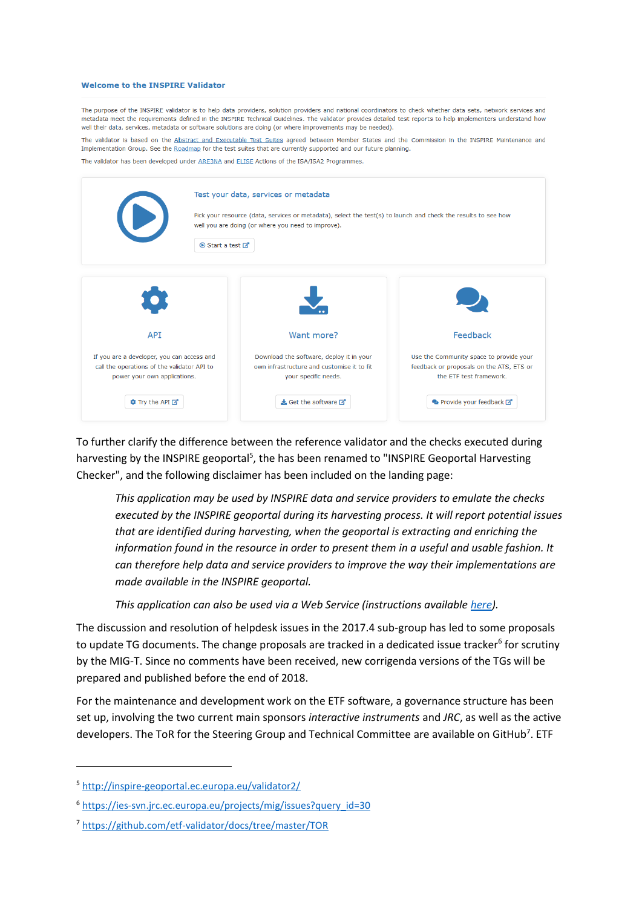**Welcome to the INSPIRE Validator**

The purpose of the INSPIRE validator is to help data providers, solution providers and national coordinators to check whether data sets, network services and metadata meet the requirements defined in the INSPIRE Technical Guidelines. The validator provides detailed test reports to help implementers understand how well their data, services, metadata or software solutions are doing (or where improvements may be needed).

The validator is based on the Abstract and Executable Test Suites agreed between Member States and the Commission in the INSPIRE Maintenance and Implementation Group. See the Roadmap for the test suites that are currently supported and our future planning.

The validator has been developed under ARE3NA and ELISE Actions of the ISA/ISA2 Programmes.

**Test your data, services or metadata**

Pick your resource (data, services or metadata), select the test(s) to launch and check the results to see how well you are doing (or where you need to improve).

Start a test

**API**

If you are a developer, you can access and call the operations of the validator API to power your own applications.

Try the API

**Want more?**

Download the software, deploy it in your own infrastructure and customise it to fit your specific needs.

Get the software

**Feedback**

Use the Community space to provide your feedback or proposals on the ATS, ETS or the ETF test framework.

Provide your feedback

To further clarify the difference between the reference validator and the checks executed during harvesting by the INSPIRE geoportal[5], the has been renamed to "INSPIRE Geoportal Harvesting Checker", and the following disclaimer has been included on the landing page:

> *This application may be used by INSPIRE data and service providers to emulate the checks executed by the INSPIRE geoportal during its harvesting process. It will report potential issues that are identified during harvesting, when the geoportal is extracting and enriching the information found in the resource in order to present them in a useful and usable fashion. It can therefore help data and service providers to improve the way their implementations are made available in the INSPIRE geoportal.*
>
> *This application can also be used via a Web Service (instructions available here).*

The discussion and resolution of helpdesk issues in the 2017.4 sub-group has led to some proposals to update TG documents. The change proposals are tracked in a dedicated issue tracker[6] for scrutiny by the MIG-T. Since no comments have been received, new corrigenda versions of the TGs will be prepared and published before the end of 2018.

For the maintenance and development work on the ETF software, a governance structure has been set up, involving the two current main sponsors *interactive instruments* and *JRC*, as well as the active developers. The ToR for the Steering Group and Technical Committee are available on GitHub[7]. ETF

---

[5] http://inspire-geoportal.ec.europa.eu/validator2/

[6] https://ies-svn.jrc.ec.europa.eu/projects/mig/issues?query_id=30

[7] https://github.com/etf-validator/docs/tree/master/TOR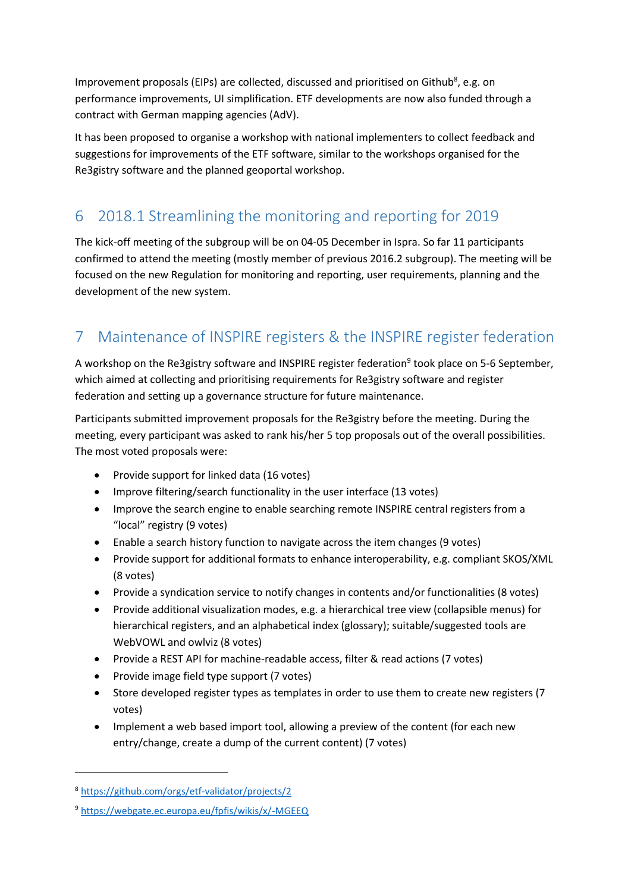Improvement proposals (EIPs) are collected, discussed and prioritised on Github[8], e.g. on performance improvements, UI simplification. ETF developments are now also funded through a contract with German mapping agencies (AdV).

It has been proposed to organise a workshop with national implementers to collect feedback and suggestions for improvements of the ETF software, similar to the workshops organised for the Re3gistry software and the planned geoportal workshop.

# 6 2018.1 Streamlining the monitoring and reporting for 2019

The kick-off meeting of the subgroup will be on 04-05 December in Ispra. So far 11 participants confirmed to attend the meeting (mostly member of previous 2016.2 subgroup). The meeting will be focused on the new Regulation for monitoring and reporting, user requirements, planning and the development of the new system.

# 7 Maintenance of INSPIRE registers & the INSPIRE register federation

A workshop on the Re3gistry software and INSPIRE register federation[9] took place on 5-6 September, which aimed at collecting and prioritising requirements for Re3gistry software and register federation and setting up a governance structure for future maintenance.

Participants submitted improvement proposals for the Re3gistry before the meeting. During the meeting, every participant was asked to rank his/her 5 top proposals out of the overall possibilities. The most voted proposals were:

- Provide support for linked data (16 votes)
- Improve filtering/search functionality in the user interface (13 votes)
- Improve the search engine to enable searching remote INSPIRE central registers from a "local" registry (9 votes)
- Enable a search history function to navigate across the item changes (9 votes)
- Provide support for additional formats to enhance interoperability, e.g. compliant SKOS/XML (8 votes)
- Provide a syndication service to notify changes in contents and/or functionalities (8 votes)
- Provide additional visualization modes, e.g. a hierarchical tree view (collapsible menus) for hierarchical registers, and an alphabetical index (glossary); suitable/suggested tools are WebVOWL and owlviz (8 votes)
- Provide a REST API for machine-readable access, filter & read actions (7 votes)
- Provide image field type support (7 votes)
- Store developed register types as templates in order to use them to create new registers (7 votes)
- Implement a web based import tool, allowing a preview of the content (for each new entry/change, create a dump of the current content) (7 votes)

---

[8] https://github.com/orgs/etf-validator/projects/2

[9] https://webgate.ec.europa.eu/fpfis/wikis/x/-MGEEQ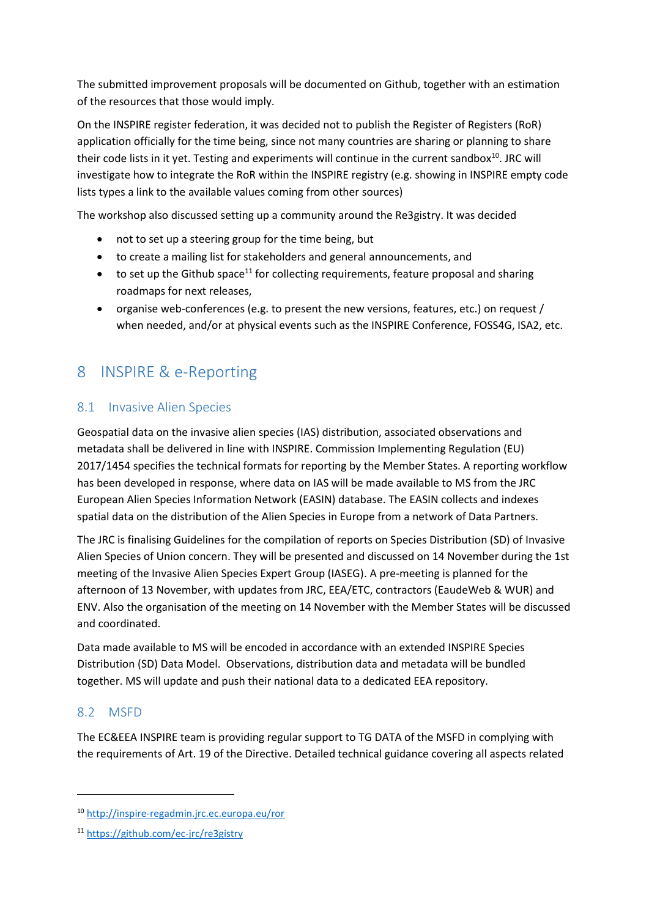The submitted improvement proposals will be documented on Github, together with an estimation of the resources that those would imply.

On the INSPIRE register federation, it was decided not to publish the Register of Registers (RoR) application officially for the time being, since not many countries are sharing or planning to share their code lists in it yet. Testing and experiments will continue in the current sandbox[10]. JRC will investigate how to integrate the RoR within the INSPIRE registry (e.g. showing in INSPIRE empty code lists types a link to the available values coming from other sources)

The workshop also discussed setting up a community around the Re3gistry. It was decided

- not to set up a steering group for the time being, but
- to create a mailing list for stakeholders and general announcements, and
- to set up the Github space[11] for collecting requirements, feature proposal and sharing roadmaps for next releases,
- organise web-conferences (e.g. to present the new versions, features, etc.) on request / when needed, and/or at physical events such as the INSPIRE Conference, FOSS4G, ISA2, etc.

# 8 INSPIRE & e-Reporting

## 8.1 Invasive Alien Species

Geospatial data on the invasive alien species (IAS) distribution, associated observations and metadata shall be delivered in line with INSPIRE. Commission Implementing Regulation (EU) 2017/1454 specifies the technical formats for reporting by the Member States. A reporting workflow has been developed in response, where data on IAS will be made available to MS from the JRC European Alien Species Information Network (EASIN) database. The EASIN collects and indexes spatial data on the distribution of the Alien Species in Europe from a network of Data Partners.

The JRC is finalising Guidelines for the compilation of reports on Species Distribution (SD) of Invasive Alien Species of Union concern. They will be presented and discussed on 14 November during the 1st meeting of the Invasive Alien Species Expert Group (IASEG). A pre-meeting is planned for the afternoon of 13 November, with updates from JRC, EEA/ETC, contractors (EaudeWeb & WUR) and ENV. Also the organisation of the meeting on 14 November with the Member States will be discussed and coordinated.

Data made available to MS will be encoded in accordance with an extended INSPIRE Species Distribution (SD) Data Model. Observations, distribution data and metadata will be bundled together. MS will update and push their national data to a dedicated EEA repository.

## 8.2 MSFD

The EC&EEA INSPIRE team is providing regular support to TG DATA of the MSFD in complying with the requirements of Art. 19 of the Directive. Detailed technical guidance covering all aspects related

---

[10] http://inspire-regadmin.jrc.ec.europa.eu/ror

[11] https://github.com/ec-jrc/re3gistry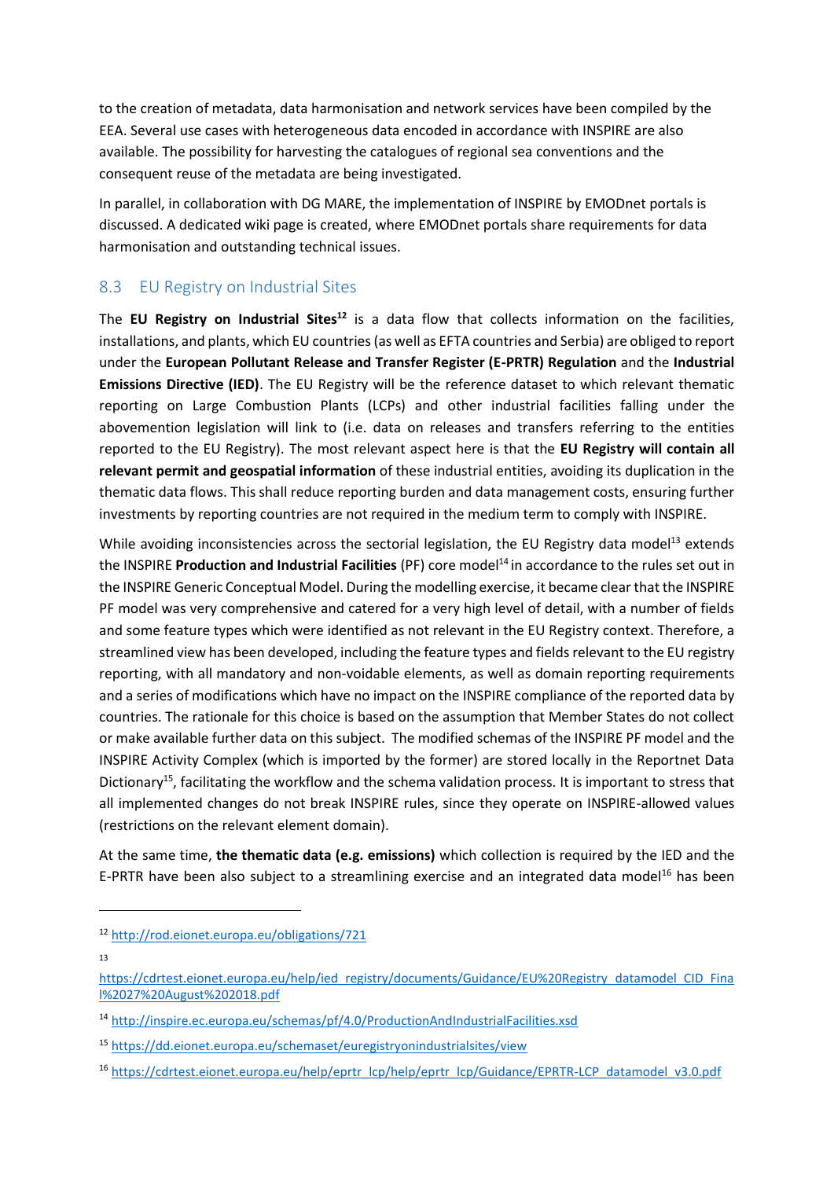to the creation of metadata, data harmonisation and network services have been compiled by the EEA. Several use cases with heterogeneous data encoded in accordance with INSPIRE are also available. The possibility for harvesting the catalogues of regional sea conventions and the consequent reuse of the metadata are being investigated.

In parallel, in collaboration with DG MARE, the implementation of INSPIRE by EMODnet portals is discussed. A dedicated wiki page is created, where EMODnet portals share requirements for data harmonisation and outstanding technical issues.

## 8.3 EU Registry on Industrial Sites

The **EU Registry on Industrial Sites**[12] is a data flow that collects information on the facilities, installations, and plants, which EU countries (as well as EFTA countries and Serbia) are obliged to report under the **European Pollutant Release and Transfer Register (E-PRTR) Regulation** and the **Industrial Emissions Directive (IED)**. The EU Registry will be the reference dataset to which relevant thematic reporting on Large Combustion Plants (LCPs) and other industrial facilities falling under the abovemention legislation will link to (i.e. data on releases and transfers referring to the entities reported to the EU Registry). The most relevant aspect here is that the **EU Registry will contain all relevant permit and geospatial information** of these industrial entities, avoiding its duplication in the thematic data flows. This shall reduce reporting burden and data management costs, ensuring further investments by reporting countries are not required in the medium term to comply with INSPIRE.

While avoiding inconsistencies across the sectorial legislation, the EU Registry data model[13] extends the INSPIRE **Production and Industrial Facilities** (PF) core model[14] in accordance to the rules set out in the INSPIRE Generic Conceptual Model. During the modelling exercise, it became clear that the INSPIRE PF model was very comprehensive and catered for a very high level of detail, with a number of fields and some feature types which were identified as not relevant in the EU Registry context. Therefore, a streamlined view has been developed, including the feature types and fields relevant to the EU registry reporting, with all mandatory and non-voidable elements, as well as domain reporting requirements and a series of modifications which have no impact on the INSPIRE compliance of the reported data by countries. The rationale for this choice is based on the assumption that Member States do not collect or make available further data on this subject. The modified schemas of the INSPIRE PF model and the INSPIRE Activity Complex (which is imported by the former) are stored locally in the Reportnet Data Dictionary[15], facilitating the workflow and the schema validation process. It is important to stress that all implemented changes do not break INSPIRE rules, since they operate on INSPIRE-allowed values (restrictions on the relevant element domain).

At the same time, **the thematic data (e.g. emissions)** which collection is required by the IED and the E-PRTR have been also subject to a streamlining exercise and an integrated data model[16] has been

---

[12] http://rod.eionet.europa.eu/obligations/721

[13] https://cdrtest.eionet.europa.eu/help/ied_registry/documents/Guidance/EU%20Registry_datamodel_CID_Final%2027%20August%202018.pdf

[14] http://inspire.ec.europa.eu/schemas/pf/4.0/ProductionAndIndustrialFacilities.xsd

[15] https://dd.eionet.europa.eu/schemaset/euregistryonindustrialsites/view

[16] https://cdrtest.eionet.europa.eu/help/eprtr_lcp/help/eprtr_lcp/Guidance/EPRTR-LCP_datamodel_v3.0.pdf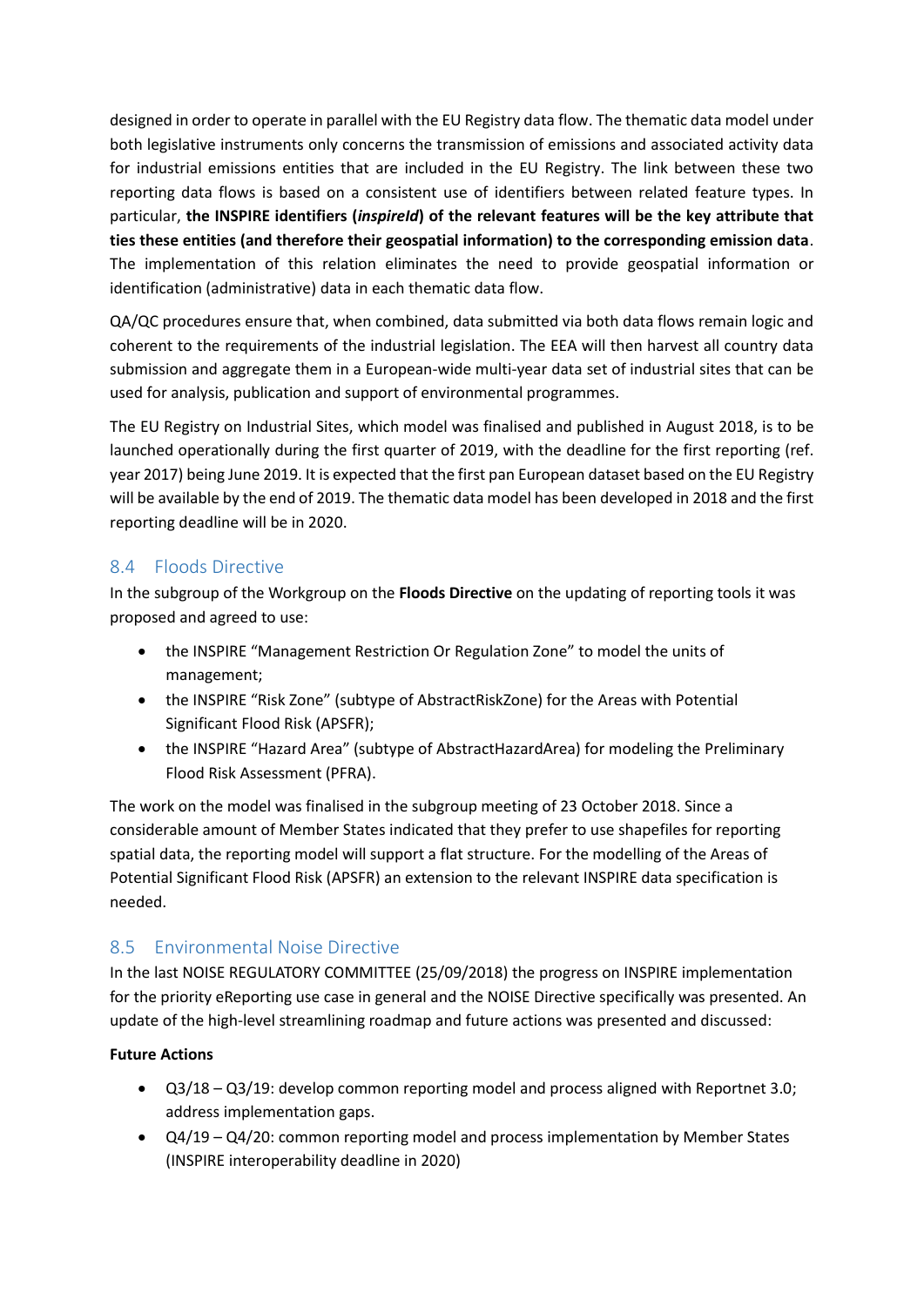designed in order to operate in parallel with the EU Registry data flow. The thematic data model under both legislative instruments only concerns the transmission of emissions and associated activity data for industrial emissions entities that are included in the EU Registry. The link between these two reporting data flows is based on a consistent use of identifiers between related feature types. In particular, **the INSPIRE identifiers (*inspireId*) of the relevant features will be the key attribute that ties these entities (and therefore their geospatial information) to the corresponding emission data**. The implementation of this relation eliminates the need to provide geospatial information or identification (administrative) data in each thematic data flow.

QA/QC procedures ensure that, when combined, data submitted via both data flows remain logic and coherent to the requirements of the industrial legislation. The EEA will then harvest all country data submission and aggregate them in a European-wide multi-year data set of industrial sites that can be used for analysis, publication and support of environmental programmes.

The EU Registry on Industrial Sites, which model was finalised and published in August 2018, is to be launched operationally during the first quarter of 2019, with the deadline for the first reporting (ref. year 2017) being June 2019. It is expected that the first pan European dataset based on the EU Registry will be available by the end of 2019. The thematic data model has been developed in 2018 and the first reporting deadline will be in 2020.

## 8.4 Floods Directive

In the subgroup of the Workgroup on the **Floods Directive** on the updating of reporting tools it was proposed and agreed to use:

- the INSPIRE "Management Restriction Or Regulation Zone" to model the units of management;
- the INSPIRE "Risk Zone" (subtype of AbstractRiskZone) for the Areas with Potential Significant Flood Risk (APSFR);
- the INSPIRE "Hazard Area" (subtype of AbstractHazardArea) for modeling the Preliminary Flood Risk Assessment (PFRA).

The work on the model was finalised in the subgroup meeting of 23 October 2018. Since a considerable amount of Member States indicated that they prefer to use shapefiles for reporting spatial data, the reporting model will support a flat structure. For the modelling of the Areas of Potential Significant Flood Risk (APSFR) an extension to the relevant INSPIRE data specification is needed.

## 8.5 Environmental Noise Directive

In the last NOISE REGULATORY COMMITTEE (25/09/2018) the progress on INSPIRE implementation for the priority eReporting use case in general and the NOISE Directive specifically was presented. An update of the high-level streamlining roadmap and future actions was presented and discussed:

**Future Actions**

- Q3/18 – Q3/19: develop common reporting model and process aligned with Reportnet 3.0; address implementation gaps.
- Q4/19 – Q4/20: common reporting model and process implementation by Member States (INSPIRE interoperability deadline in 2020)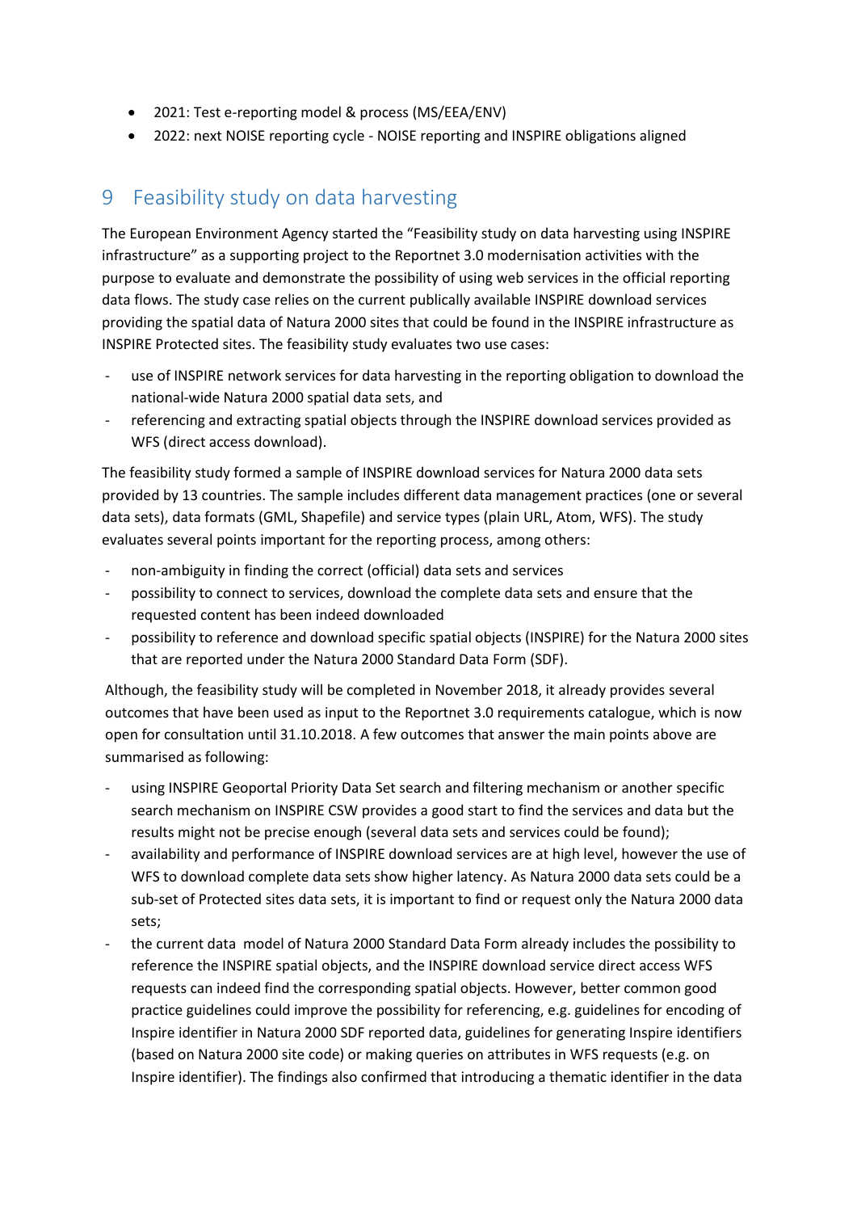- 2021: Test e-reporting model & process (MS/EEA/ENV)
- 2022: next NOISE reporting cycle - NOISE reporting and INSPIRE obligations aligned

# 9 Feasibility study on data harvesting

The European Environment Agency started the "Feasibility study on data harvesting using INSPIRE infrastructure" as a supporting project to the Reportnet 3.0 modernisation activities with the purpose to evaluate and demonstrate the possibility of using web services in the official reporting data flows. The study case relies on the current publically available INSPIRE download services providing the spatial data of Natura 2000 sites that could be found in the INSPIRE infrastructure as INSPIRE Protected sites. The feasibility study evaluates two use cases:

- use of INSPIRE network services for data harvesting in the reporting obligation to download the national-wide Natura 2000 spatial data sets, and
- referencing and extracting spatial objects through the INSPIRE download services provided as WFS (direct access download).

The feasibility study formed a sample of INSPIRE download services for Natura 2000 data sets provided by 13 countries. The sample includes different data management practices (one or several data sets), data formats (GML, Shapefile) and service types (plain URL, Atom, WFS). The study evaluates several points important for the reporting process, among others:

- non-ambiguity in finding the correct (official) data sets and services
- possibility to connect to services, download the complete data sets and ensure that the requested content has been indeed downloaded
- possibility to reference and download specific spatial objects (INSPIRE) for the Natura 2000 sites that are reported under the Natura 2000 Standard Data Form (SDF).

Although, the feasibility study will be completed in November 2018, it already provides several outcomes that have been used as input to the Reportnet 3.0 requirements catalogue, which is now open for consultation until 31.10.2018. A few outcomes that answer the main points above are summarised as following:

- using INSPIRE Geoportal Priority Data Set search and filtering mechanism or another specific search mechanism on INSPIRE CSW provides a good start to find the services and data but the results might not be precise enough (several data sets and services could be found);
- availability and performance of INSPIRE download services are at high level, however the use of WFS to download complete data sets show higher latency. As Natura 2000 data sets could be a sub-set of Protected sites data sets, it is important to find or request only the Natura 2000 data sets;
- the current data model of Natura 2000 Standard Data Form already includes the possibility to reference the INSPIRE spatial objects, and the INSPIRE download service direct access WFS requests can indeed find the corresponding spatial objects. However, better common good practice guidelines could improve the possibility for referencing, e.g. guidelines for encoding of Inspire identifier in Natura 2000 SDF reported data, guidelines for generating Inspire identifiers (based on Natura 2000 site code) or making queries on attributes in WFS requests (e.g. on Inspire identifier). The findings also confirmed that introducing a thematic identifier in the data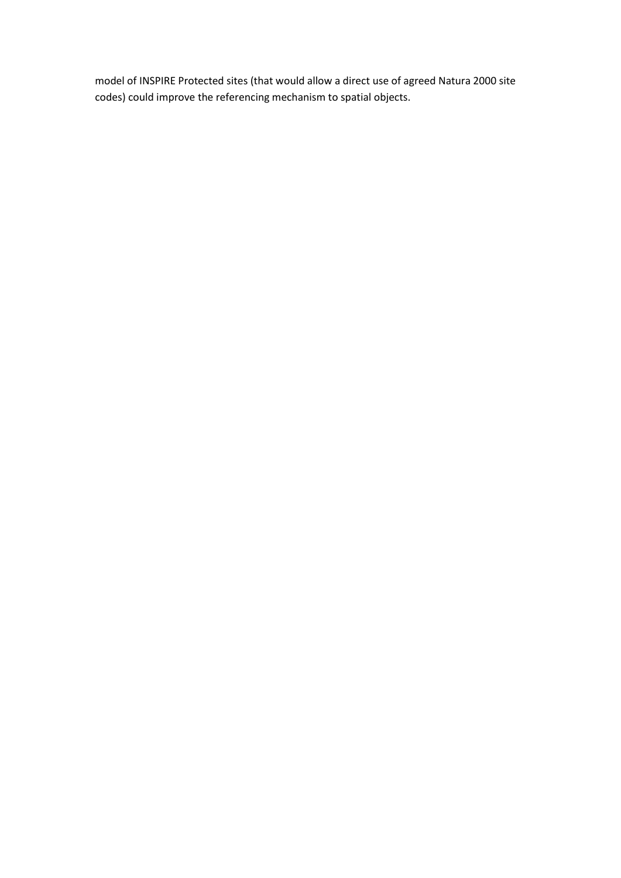model of INSPIRE Protected sites (that would allow a direct use of agreed Natura 2000 site codes) could improve the referencing mechanism to spatial objects.